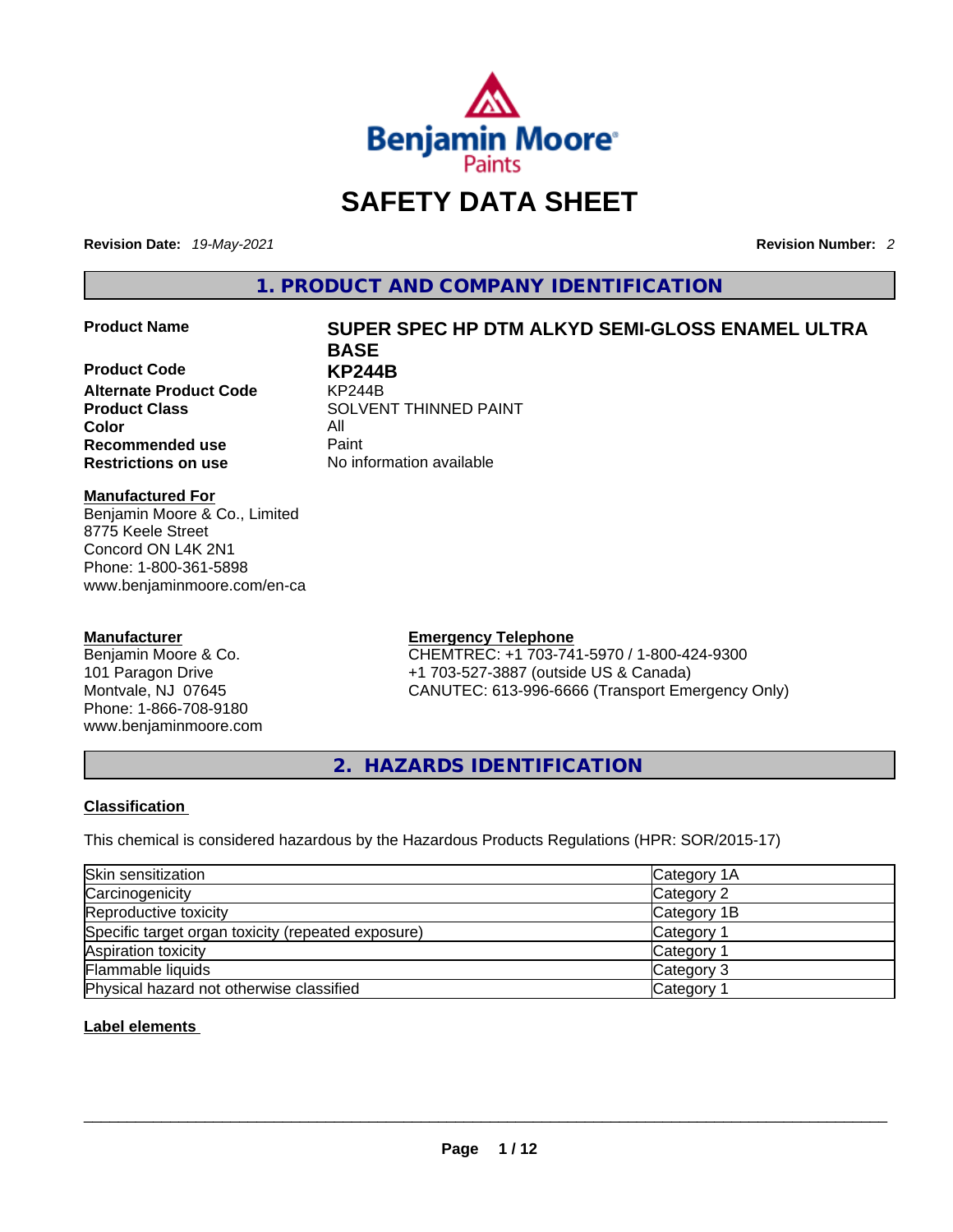# SAFETY DATA SHEET

**Revision Date:** *19-May-2021*

**Revision Number:** *2*

## 1. PRODUCT AND COMPANY IDENTIFICATION

**Product Name** **SUPER SPEC HP DTM ALKYD SEMI-GLOSS ENAMEL ULTRA BASE**

**Product Code** **KP244B**

**Alternate Product Code** KP244B

**Product Class** SOLVENT THINNED PAINT

**Color** All

**Recommended use** Paint

**Restrictions on use** No information available

**Manufactured For**
Benjamin Moore & Co., Limited
8775 Keele Street
Concord ON L4K 2N1
Phone: 1-800-361-5898
www.benjaminmoore.com/en-ca

**Manufacturer**
Benjamin Moore & Co.
101 Paragon Drive
Montvale, NJ 07645
Phone: 1-866-708-9180
www.benjaminmoore.com

**Emergency Telephone**
CHEMTREC: +1 703-741-5970 / 1-800-424-9300
+1 703-527-3887 (outside US & Canada)
CANUTEC: 613-996-6666 (Transport Emergency Only)

## 2. HAZARDS IDENTIFICATION

**Classification**

This chemical is considered hazardous by the Hazardous Products Regulations (HPR: SOR/2015-17)

| Hazard | Category |
| --- | --- |
| Skin sensitization | Category 1A |
| Carcinogenicity | Category 2 |
| Reproductive toxicity | Category 1B |
| Specific target organ toxicity (repeated exposure) | Category 1 |
| Aspiration toxicity | Category 1 |
| Flammable liquids | Category 3 |
| Physical hazard not otherwise classified | Category 1 |

**Label elements**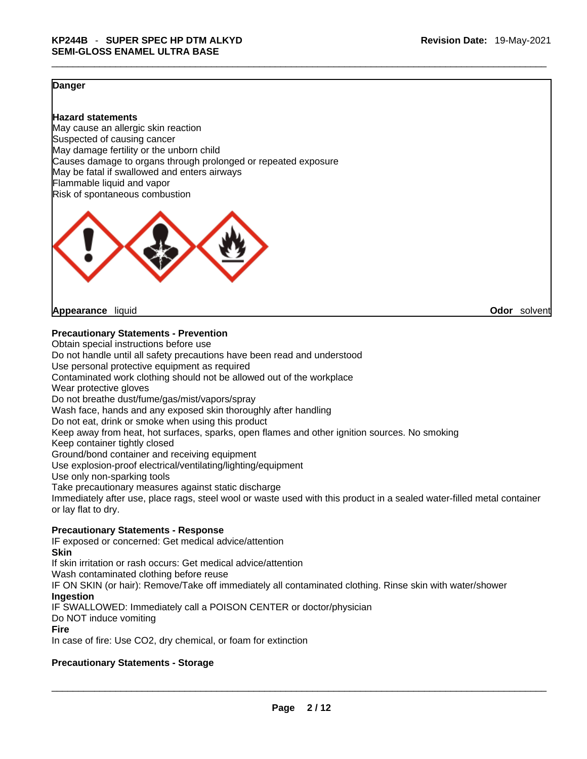**Danger**

**Hazard statements**
May cause an allergic skin reaction
Suspected of causing cancer
May damage fertility or the unborn child
Causes damage to organs through prolonged or repeated exposure
May be fatal if swallowed and enters airways
Flammable liquid and vapor
Risk of spontaneous combustion

**Appearance** liquid **Odor** solvent

**Precautionary Statements - Prevention**
Obtain special instructions before use
Do not handle until all safety precautions have been read and understood
Use personal protective equipment as required
Contaminated work clothing should not be allowed out of the workplace
Wear protective gloves
Do not breathe dust/fume/gas/mist/vapors/spray
Wash face, hands and any exposed skin thoroughly after handling
Do not eat, drink or smoke when using this product
Keep away from heat, hot surfaces, sparks, open flames and other ignition sources. No smoking
Keep container tightly closed
Ground/bond container and receiving equipment
Use explosion-proof electrical/ventilating/lighting/equipment
Use only non-sparking tools
Take precautionary measures against static discharge
Immediately after use, place rags, steel wool or waste used with this product in a sealed water-filled metal container or lay flat to dry.

**Precautionary Statements - Response**
IF exposed or concerned: Get medical advice/attention
**Skin**
If skin irritation or rash occurs: Get medical advice/attention
Wash contaminated clothing before reuse
IF ON SKIN (or hair): Remove/Take off immediately all contaminated clothing. Rinse skin with water/shower
**Ingestion**
IF SWALLOWED: Immediately call a POISON CENTER or doctor/physician
Do NOT induce vomiting
**Fire**
In case of fire: Use CO2, dry chemical, or foam for extinction

**Precautionary Statements - Storage**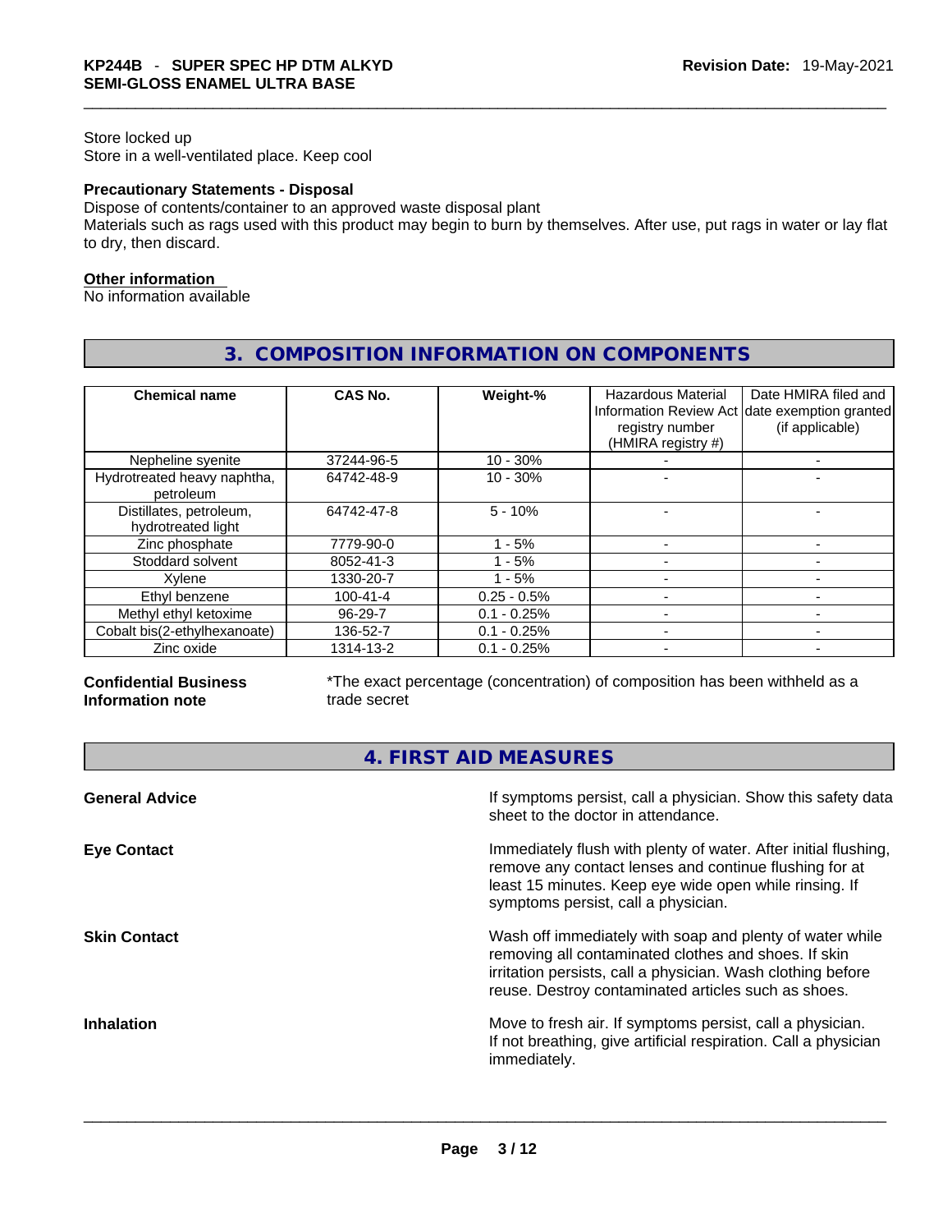Store locked up
Store in a well-ventilated place. Keep cool

**Precautionary Statements - Disposal**
Dispose of contents/container to an approved waste disposal plant
Materials such as rags used with this product may begin to burn by themselves. After use, put rags in water or lay flat to dry, then discard.

**Other information**
No information available

## 3. COMPOSITION INFORMATION ON COMPONENTS

| Chemical name | CAS No. | Weight-% | Hazardous Material Information Review Act registry number (HMIRA registry #) | Date HMIRA filed and date exemption granted (if applicable) |
|---|---|---|---|---|
| Nepheline syenite | 37244-96-5 | 10 - 30% | - | - |
| Hydrotreated heavy naphtha, petroleum | 64742-48-9 | 10 - 30% | - | - |
| Distillates, petroleum, hydrotreated light | 64742-47-8 | 5 - 10% | - | - |
| Zinc phosphate | 7779-90-0 | 1 - 5% | - | - |
| Stoddard solvent | 8052-41-3 | 1 - 5% | - | - |
| Xylene | 1330-20-7 | 1 - 5% | - | - |
| Ethyl benzene | 100-41-4 | 0.25 - 0.5% | - | - |
| Methyl ethyl ketoxime | 96-29-7 | 0.1 - 0.25% | - | - |
| Cobalt bis(2-ethylhexanoate) | 136-52-7 | 0.1 - 0.25% | - | - |
| Zinc oxide | 1314-13-2 | 0.1 - 0.25% | - | - |

**Confidential Business Information note**
*The exact percentage (concentration) of composition has been withheld as a trade secret

## 4. FIRST AID MEASURES

**General Advice**
If symptoms persist, call a physician. Show this safety data sheet to the doctor in attendance.

**Eye Contact**
Immediately flush with plenty of water. After initial flushing, remove any contact lenses and continue flushing for at least 15 minutes. Keep eye wide open while rinsing. If symptoms persist, call a physician.

**Skin Contact**
Wash off immediately with soap and plenty of water while removing all contaminated clothes and shoes. If skin irritation persists, call a physician. Wash clothing before reuse. Destroy contaminated articles such as shoes.

**Inhalation**
Move to fresh air. If symptoms persist, call a physician. If not breathing, give artificial respiration. Call a physician immediately.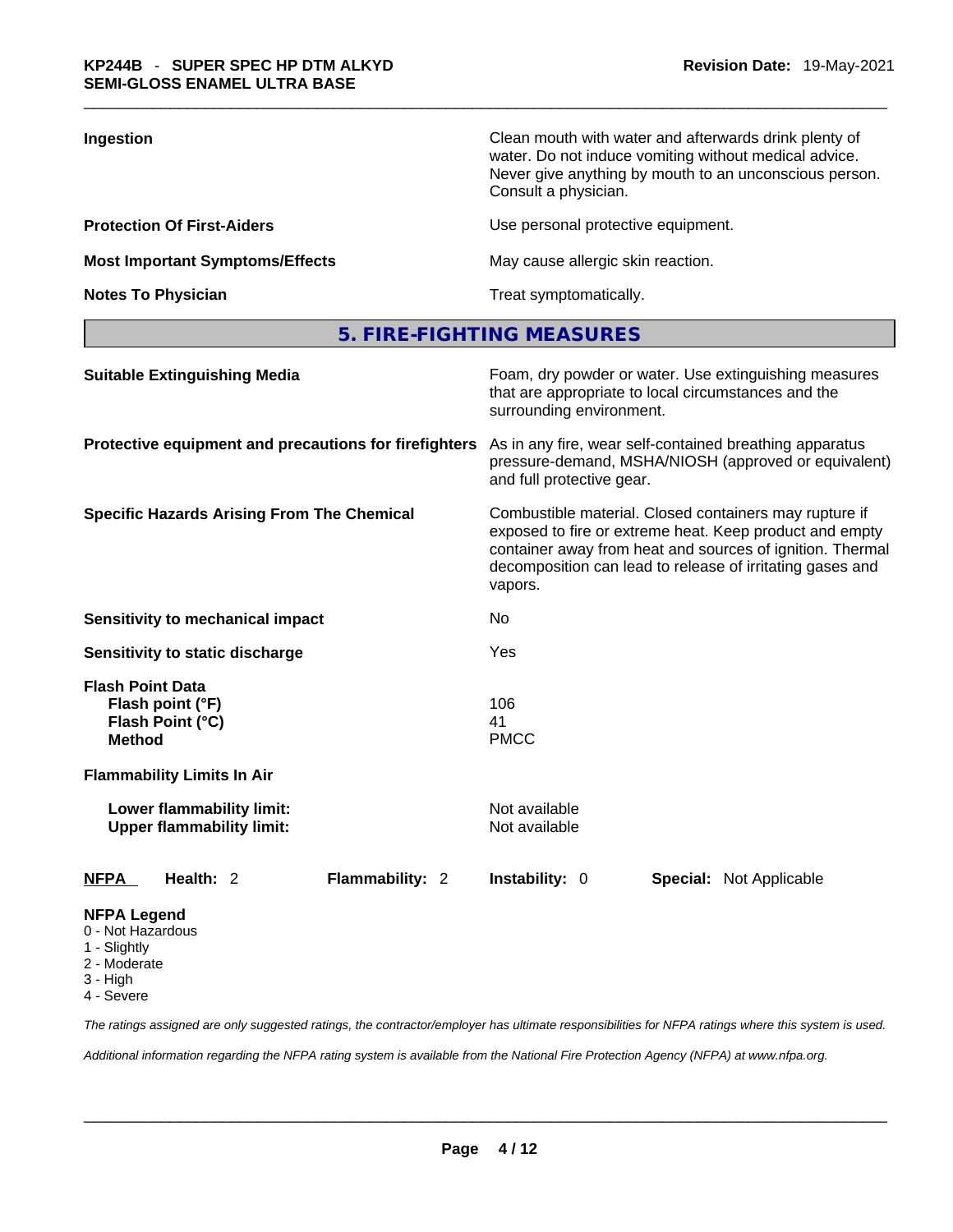| | |
|---|---|
| **Ingestion** | Clean mouth with water and afterwards drink plenty of water. Do not induce vomiting without medical advice. Never give anything by mouth to an unconscious person. Consult a physician. |
| **Protection Of First-Aiders** | Use personal protective equipment. |
| **Most Important Symptoms/Effects** | May cause allergic skin reaction. |
| **Notes To Physician** | Treat symptomatically. |

## 5. FIRE-FIGHTING MEASURES

| | |
|---|---|
| **Suitable Extinguishing Media** | Foam, dry powder or water. Use extinguishing measures that are appropriate to local circumstances and the surrounding environment. |
| **Protective equipment and precautions for firefighters** | As in any fire, wear self-contained breathing apparatus pressure-demand, MSHA/NIOSH (approved or equivalent) and full protective gear. |
| **Specific Hazards Arising From The Chemical** | Combustible material. Closed containers may rupture if exposed to fire or extreme heat. Keep product and empty container away from heat and sources of ignition. Thermal decomposition can lead to release of irritating gases and vapors. |
| **Sensitivity to mechanical impact** | No |
| **Sensitivity to static discharge** | Yes |
| **Flash Point Data** | |
| **Flash point (°F)** | 106 |
| **Flash Point (°C)** | 41 |
| **Method** | PMCC |
| **Flammability Limits In Air** | |
| **Lower flammability limit:** | Not available |
| **Upper flammability limit:** | Not available |

**NFPA** **Health:** 2 **Flammability:** 2 **Instability:** 0 **Special:** Not Applicable

**NFPA Legend**
- 0 - Not Hazardous
- 1 - Slightly
- 2 - Moderate
- 3 - High
- 4 - Severe

*The ratings assigned are only suggested ratings, the contractor/employer has ultimate responsibilities for NFPA ratings where this system is used.*

*Additional information regarding the NFPA rating system is available from the National Fire Protection Agency (NFPA) at www.nfpa.org.*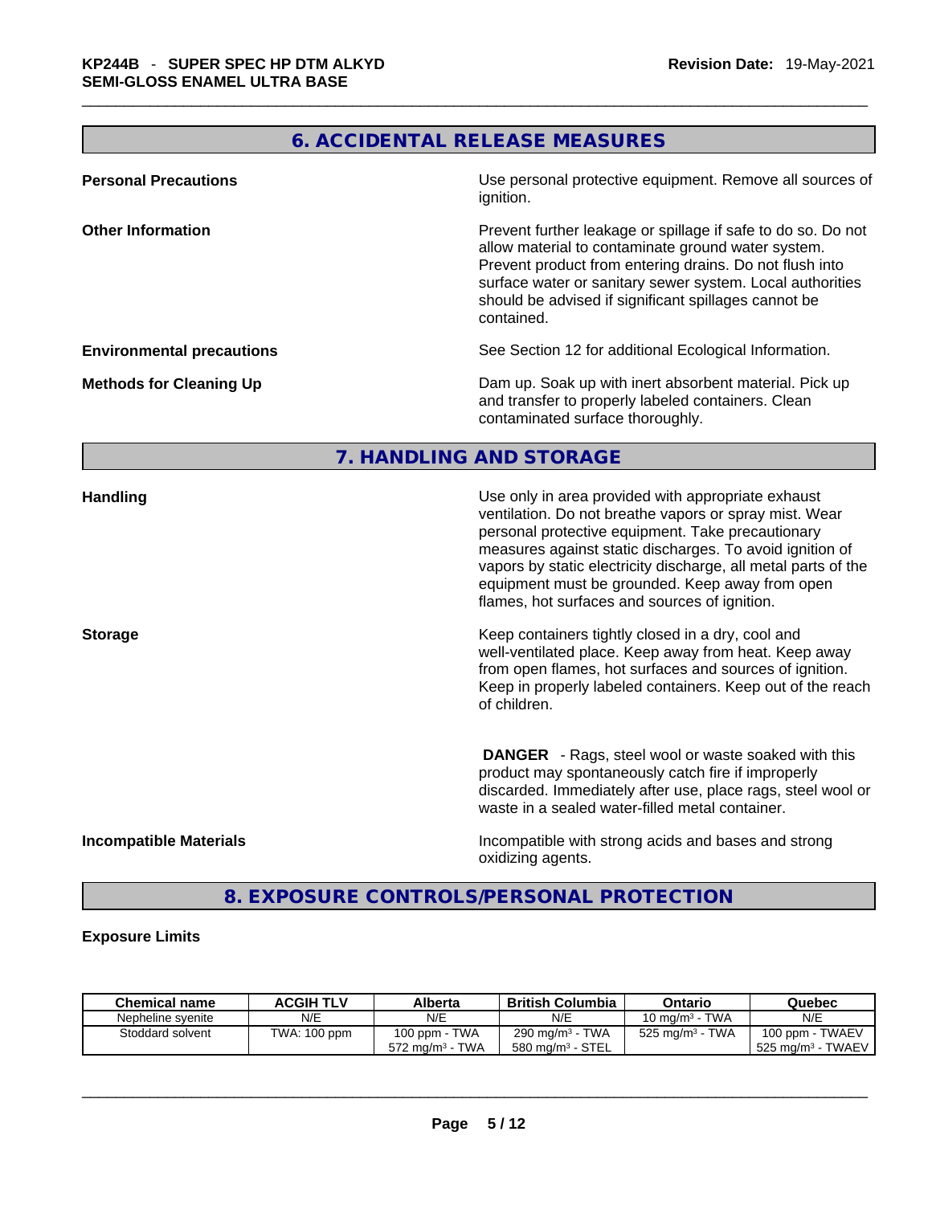## 6. ACCIDENTAL RELEASE MEASURES

**Personal Precautions**

Use personal protective equipment. Remove all sources of ignition.

**Other Information**

Prevent further leakage or spillage if safe to do so. Do not allow material to contaminate ground water system. Prevent product from entering drains. Do not flush into surface water or sanitary sewer system. Local authorities should be advised if significant spillages cannot be contained.

**Environmental precautions**

See Section 12 for additional Ecological Information.

**Methods for Cleaning Up**

Dam up. Soak up with inert absorbent material. Pick up and transfer to properly labeled containers. Clean contaminated surface thoroughly.

## 7. HANDLING AND STORAGE

**Handling**

Use only in area provided with appropriate exhaust ventilation. Do not breathe vapors or spray mist. Wear personal protective equipment. Take precautionary measures against static discharges. To avoid ignition of vapors by static electricity discharge, all metal parts of the equipment must be grounded. Keep away from open flames, hot surfaces and sources of ignition.

**Storage**

Keep containers tightly closed in a dry, cool and well-ventilated place. Keep away from heat. Keep away from open flames, hot surfaces and sources of ignition. Keep in properly labeled containers. Keep out of the reach of children.

**DANGER** - Rags, steel wool or waste soaked with this product may spontaneously catch fire if improperly discarded. Immediately after use, place rags, steel wool or waste in a sealed water-filled metal container.

**Incompatible Materials**

Incompatible with strong acids and bases and strong oxidizing agents.

## 8. EXPOSURE CONTROLS/PERSONAL PROTECTION

**Exposure Limits**

| Chemical name | ACGIH TLV | Alberta | British Columbia | Ontario | Quebec |
|---|---|---|---|---|---|
| Nepheline syenite | N/E | N/E | N/E | 10 mg/m³ - TWA | N/E |
| Stoddard solvent | TWA: 100 ppm | 100 ppm - TWA<br>572 mg/m³ - TWA | 290 mg/m³ - TWA<br>580 mg/m³ - STEL | 525 mg/m³ - TWA | 100 ppm - TWAEV<br>525 mg/m³ - TWAEV |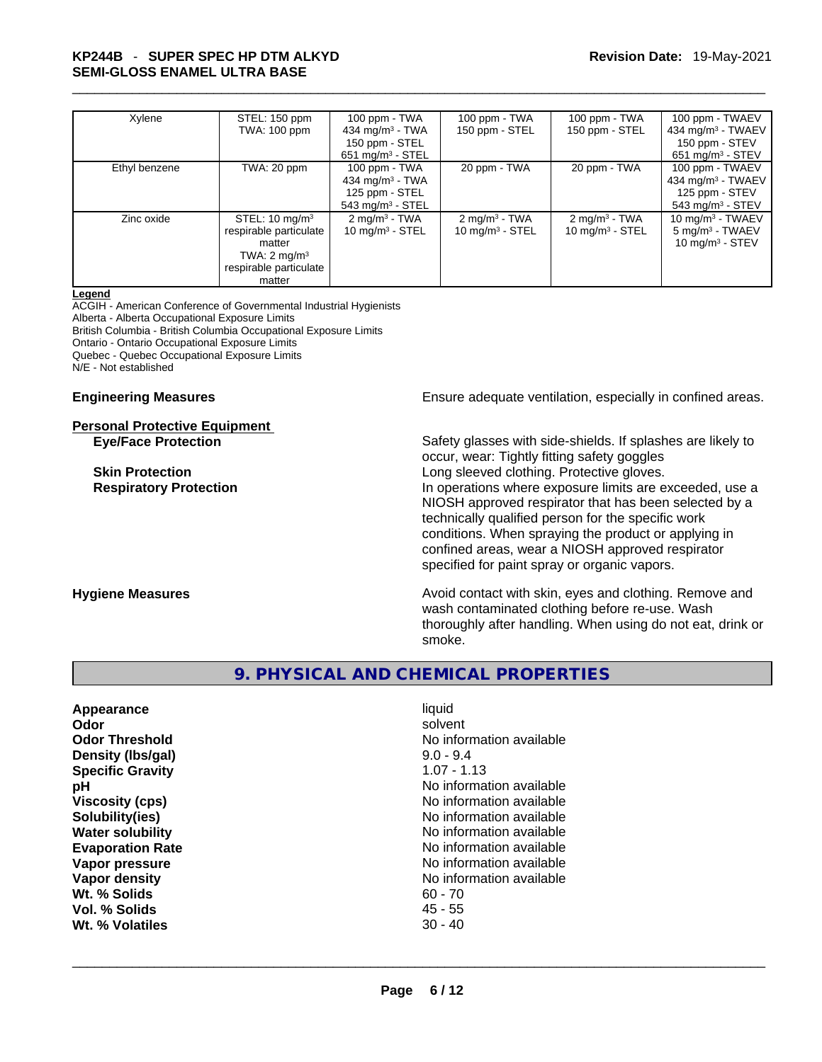| Xylene | STEL: 150 ppm<br>TWA: 100 ppm | 100 ppm - TWA<br>434 mg/m³ - TWA<br>150 ppm - STEL<br>651 mg/m³ - STEL | 100 ppm - TWA<br>150 ppm - STEL | 100 ppm - TWA<br>150 ppm - STEL | 100 ppm - TWAEV<br>434 mg/m³ - TWAEV<br>150 ppm - STEV<br>651 mg/m³ - STEV |
|---|---|---|---|---|---|
| Ethyl benzene | TWA: 20 ppm | 100 ppm - TWA<br>434 mg/m³ - TWA<br>125 ppm - STEL<br>543 mg/m³ - STEL | 20 ppm - TWA | 20 ppm - TWA | 100 ppm - TWAEV<br>434 mg/m³ - TWAEV<br>125 ppm - STEV<br>543 mg/m³ - STEV |
| Zinc oxide | STEL: 10 mg/m³ respirable particulate matter<br>TWA: 2 mg/m³ respirable particulate matter | 2 mg/m³ - TWA<br>10 mg/m³ - STEL | 2 mg/m³ - TWA<br>10 mg/m³ - STEL | 2 mg/m³ - TWA<br>10 mg/m³ - STEL | 10 mg/m³ - TWAEV<br>5 mg/m³ - TWAEV<br>10 mg/m³ - STEV |

**Legend**

ACGIH - American Conference of Governmental Industrial Hygienists
Alberta - Alberta Occupational Exposure Limits
British Columbia - British Columbia Occupational Exposure Limits
Ontario - Ontario Occupational Exposure Limits
Quebec - Quebec Occupational Exposure Limits
N/E - Not established

**Engineering Measures** Ensure adequate ventilation, especially in confined areas.

**Personal Protective Equipment**

**Eye/Face Protection** Safety glasses with side-shields. If splashes are likely to occur, wear: Tightly fitting safety goggles

**Skin Protection** Long sleeved clothing. Protective gloves.

**Respiratory Protection** In operations where exposure limits are exceeded, use a NIOSH approved respirator that has been selected by a technically qualified person for the specific work conditions. When spraying the product or applying in confined areas, wear a NIOSH approved respirator specified for paint spray or organic vapors.

**Hygiene Measures** Avoid contact with skin, eyes and clothing. Remove and wash contaminated clothing before re-use. Wash thoroughly after handling. When using do not eat, drink or smoke.

## 9. PHYSICAL AND CHEMICAL PROPERTIES

| | |
|---|---|
| **Appearance** | liquid |
| **Odor** | solvent |
| **Odor Threshold** | No information available |
| **Density (lbs/gal)** | 9.0 - 9.4 |
| **Specific Gravity** | 1.07 - 1.13 |
| **pH** | No information available |
| **Viscosity (cps)** | No information available |
| **Solubility(ies)** | No information available |
| **Water solubility** | No information available |
| **Evaporation Rate** | No information available |
| **Vapor pressure** | No information available |
| **Vapor density** | No information available |
| **Wt. % Solids** | 60 - 70 |
| **Vol. % Solids** | 45 - 55 |
| **Wt. % Volatiles** | 30 - 40 |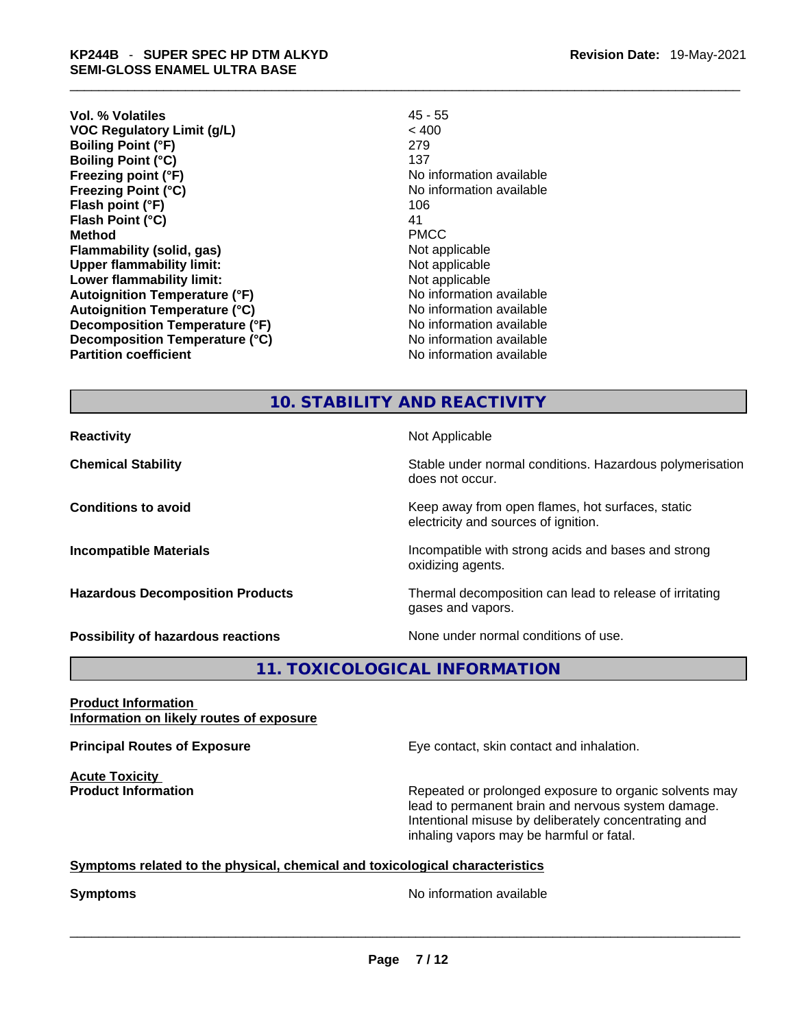| | |
|---|---|
| **Vol. % Volatiles** | 45 - 55 |
| **VOC Regulatory Limit (g/L)** | < 400 |
| **Boiling Point (°F)** | 279 |
| **Boiling Point (°C)** | 137 |
| **Freezing point (°F)** | No information available |
| **Freezing Point (°C)** | No information available |
| **Flash point (°F)** | 106 |
| **Flash Point (°C)** | 41 |
| **Method** | PMCC |
| **Flammability (solid, gas)** | Not applicable |
| **Upper flammability limit:** | Not applicable |
| **Lower flammability limit:** | Not applicable |
| **Autoignition Temperature (°F)** | No information available |
| **Autoignition Temperature (°C)** | No information available |
| **Decomposition Temperature (°F)** | No information available |
| **Decomposition Temperature (°C)** | No information available |
| **Partition coefficient** | No information available |

## 10. STABILITY AND REACTIVITY

| | |
|---|---|
| **Reactivity** | Not Applicable |
| **Chemical Stability** | Stable under normal conditions. Hazardous polymerisation does not occur. |
| **Conditions to avoid** | Keep away from open flames, hot surfaces, static electricity and sources of ignition. |
| **Incompatible Materials** | Incompatible with strong acids and bases and strong oxidizing agents. |
| **Hazardous Decomposition Products** | Thermal decomposition can lead to release of irritating gases and vapors. |
| **Possibility of hazardous reactions** | None under normal conditions of use. |

## 11. TOXICOLOGICAL INFORMATION

**Product Information**
**Information on likely routes of exposure**

**Principal Routes of Exposure** — Eye contact, skin contact and inhalation.

**Acute Toxicity**
**Product Information** — Repeated or prolonged exposure to organic solvents may lead to permanent brain and nervous system damage. Intentional misuse by deliberately concentrating and inhaling vapors may be harmful or fatal.

**Symptoms related to the physical, chemical and toxicological characteristics**

**Symptoms** — No information available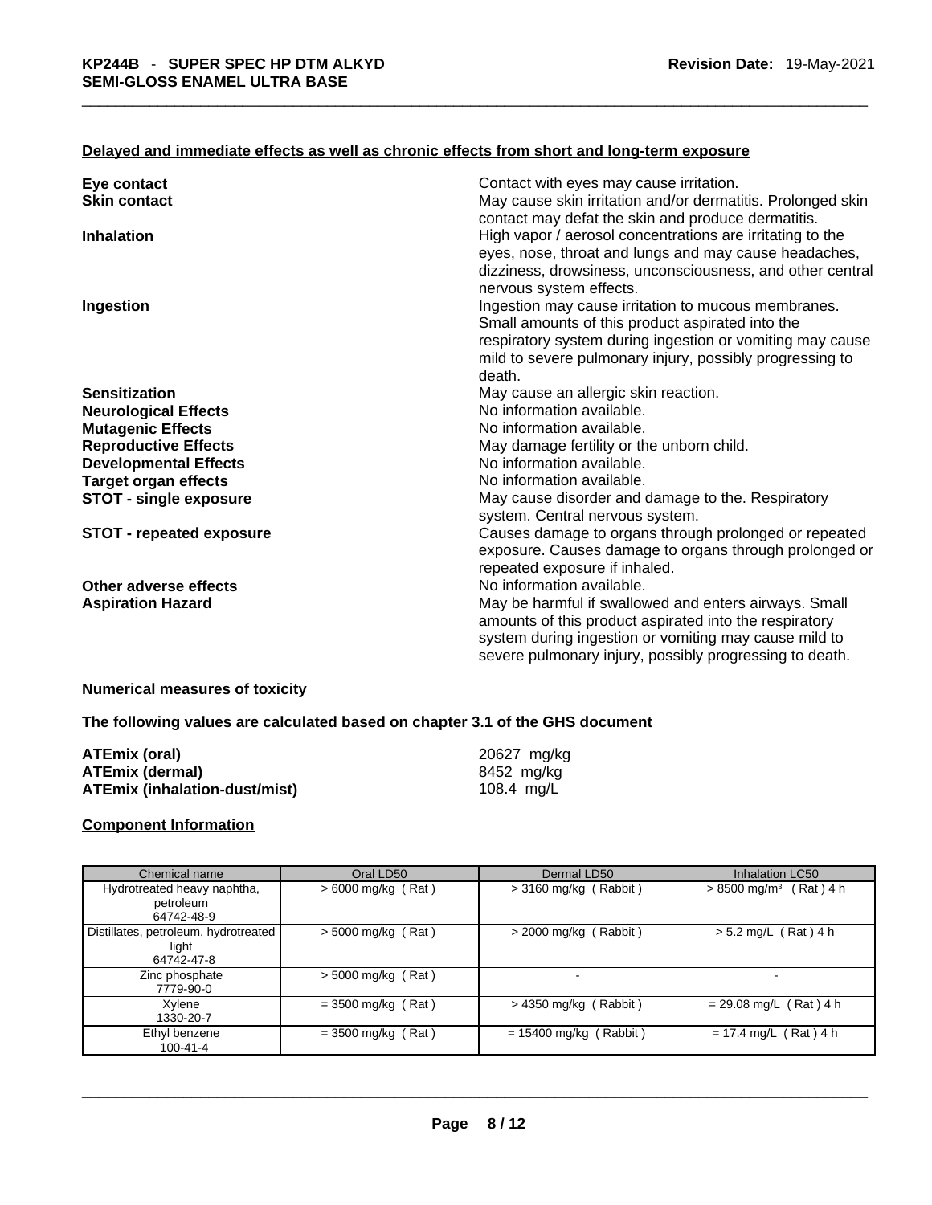**Delayed and immediate effects as well as chronic effects from short and long-term exposure**

| | |
|---|---|
| **Eye contact** | Contact with eyes may cause irritation. |
| **Skin contact** | May cause skin irritation and/or dermatitis. Prolonged skin contact may defat the skin and produce dermatitis. |
| **Inhalation** | High vapor / aerosol concentrations are irritating to the eyes, nose, throat and lungs and may cause headaches, dizziness, drowsiness, unconsciousness, and other central nervous system effects. |
| **Ingestion** | Ingestion may cause irritation to mucous membranes. Small amounts of this product aspirated into the respiratory system during ingestion or vomiting may cause mild to severe pulmonary injury, possibly progressing to death. |
| **Sensitization** | May cause an allergic skin reaction. |
| **Neurological Effects** | No information available. |
| **Mutagenic Effects** | No information available. |
| **Reproductive Effects** | May damage fertility or the unborn child. |
| **Developmental Effects** | No information available. |
| **Target organ effects** | No information available. |
| **STOT - single exposure** | May cause disorder and damage to the. Respiratory system. Central nervous system. |
| **STOT - repeated exposure** | Causes damage to organs through prolonged or repeated exposure. Causes damage to organs through prolonged or repeated exposure if inhaled. |
| **Other adverse effects** | No information available. |
| **Aspiration Hazard** | May be harmful if swallowed and enters airways. Small amounts of this product aspirated into the respiratory system during ingestion or vomiting may cause mild to severe pulmonary injury, possibly progressing to death. |

**Numerical measures of toxicity**

**The following values are calculated based on chapter 3.1 of the GHS document**

| | |
|---|---|
| **ATEmix (oral)** | 20627 mg/kg |
| **ATEmix (dermal)** | 8452 mg/kg |
| **ATEmix (inhalation-dust/mist)** | 108.4 mg/L |

**Component Information**

| Chemical name | Oral LD50 | Dermal LD50 | Inhalation LC50 |
|---|---|---|---|
| Hydrotreated heavy naphtha, petroleum 64742-48-9 | > 6000 mg/kg ( Rat ) | > 3160 mg/kg ( Rabbit ) | > 8500 mg/m³ ( Rat ) 4 h |
| Distillates, petroleum, hydrotreated light 64742-47-8 | > 5000 mg/kg ( Rat ) | > 2000 mg/kg ( Rabbit ) | > 5.2 mg/L ( Rat ) 4 h |
| Zinc phosphate 7779-90-0 | > 5000 mg/kg ( Rat ) | - | - |
| Xylene 1330-20-7 | = 3500 mg/kg ( Rat ) | > 4350 mg/kg ( Rabbit ) | = 29.08 mg/L ( Rat ) 4 h |
| Ethyl benzene 100-41-4 | = 3500 mg/kg ( Rat ) | = 15400 mg/kg ( Rabbit ) | = 17.4 mg/L ( Rat ) 4 h |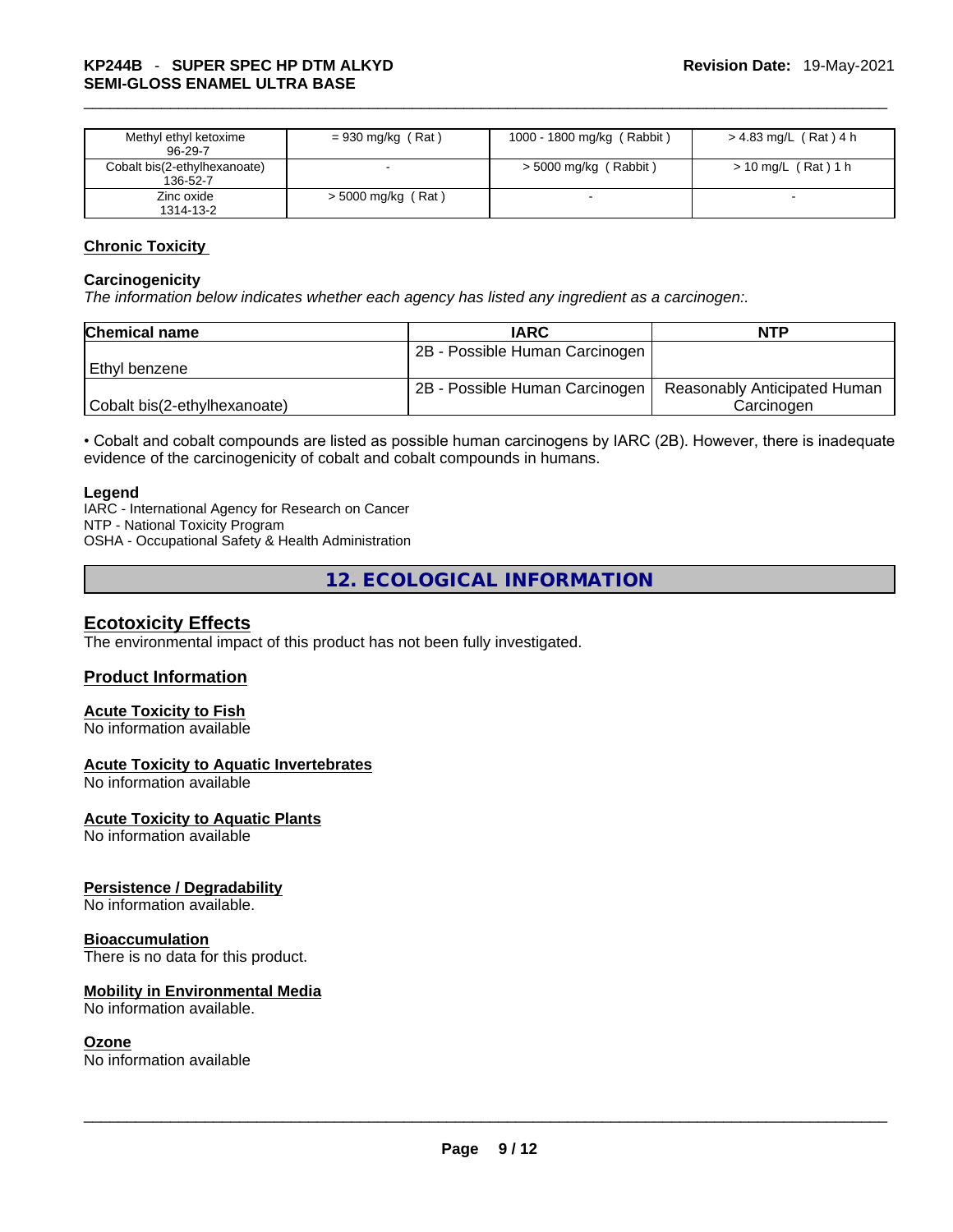| Methyl ethyl ketoxime 96-29-7 | = 930 mg/kg ( Rat ) | 1000 - 1800 mg/kg ( Rabbit ) | > 4.83 mg/L ( Rat ) 4 h |
|---|---|---|---|
| Cobalt bis(2-ethylhexanoate) 136-52-7 | - | > 5000 mg/kg ( Rabbit ) | > 10 mg/L ( Rat ) 1 h |
| Zinc oxide 1314-13-2 | > 5000 mg/kg ( Rat ) | - | - |

## Chronic Toxicity

### Carcinogenicity

*The information below indicates whether each agency has listed any ingredient as a carcinogen:.*

| Chemical name | IARC | NTP |
|---|---|---|
| Ethyl benzene | 2B - Possible Human Carcinogen | |
| Cobalt bis(2-ethylhexanoate) | 2B - Possible Human Carcinogen | Reasonably Anticipated Human Carcinogen |

• Cobalt and cobalt compounds are listed as possible human carcinogens by IARC (2B). However, there is inadequate evidence of the carcinogenicity of cobalt and cobalt compounds in humans.

**Legend**

IARC - International Agency for Research on Cancer
NTP - National Toxicity Program
OSHA - Occupational Safety & Health Administration

# 12. ECOLOGICAL INFORMATION

## Ecotoxicity Effects

The environmental impact of this product has not been fully investigated.

## Product Information

### Acute Toxicity to Fish

No information available

### Acute Toxicity to Aquatic Invertebrates

No information available

### Acute Toxicity to Aquatic Plants

No information available

### Persistence / Degradability

No information available.

### Bioaccumulation

There is no data for this product.

### Mobility in Environmental Media

No information available.

### Ozone

No information available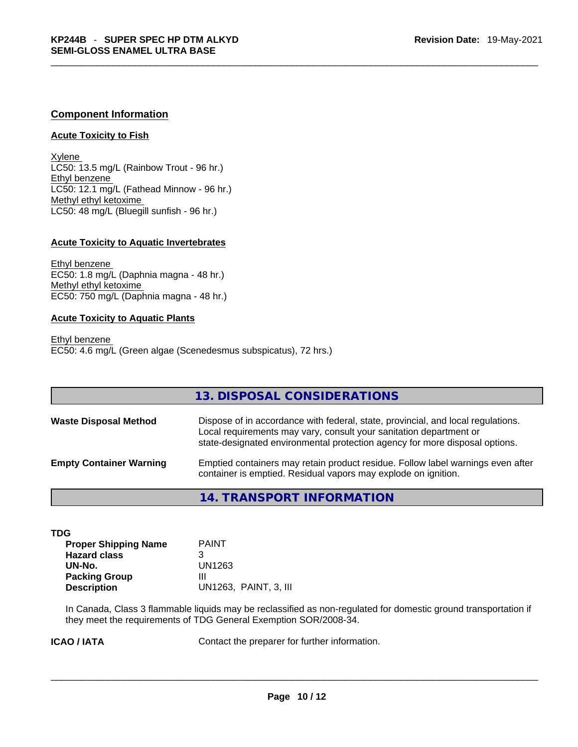## Component Information

### Acute Toxicity to Fish

Xylene
LC50: 13.5 mg/L (Rainbow Trout - 96 hr.)
Ethyl benzene
LC50: 12.1 mg/L (Fathead Minnow - 96 hr.)
Methyl ethyl ketoxime
LC50: 48 mg/L (Bluegill sunfish - 96 hr.)

### Acute Toxicity to Aquatic Invertebrates

Ethyl benzene
EC50: 1.8 mg/L (Daphnia magna - 48 hr.)
Methyl ethyl ketoxime
EC50: 750 mg/L (Daphnia magna - 48 hr.)

### Acute Toxicity to Aquatic Plants

Ethyl benzene
EC50: 4.6 mg/L (Green algae (Scenedesmus subspicatus), 72 hrs.)

## 13. DISPOSAL CONSIDERATIONS

**Waste Disposal Method** Dispose of in accordance with federal, state, provincial, and local regulations. Local requirements may vary, consult your sanitation department or state-designated environmental protection agency for more disposal options.

**Empty Container Warning** Emptied containers may retain product residue. Follow label warnings even after container is emptied. Residual vapors may explode on ignition.

## 14. TRANSPORT INFORMATION

**TDG**

| | |
|---|---|
| **Proper Shipping Name** | PAINT |
| **Hazard class** | 3 |
| **UN-No.** | UN1263 |
| **Packing Group** | III |
| **Description** | UN1263, PAINT, 3, III |

In Canada, Class 3 flammable liquids may be reclassified as non-regulated for domestic ground transportation if they meet the requirements of TDG General Exemption SOR/2008-34.

**ICAO / IATA** Contact the preparer for further information.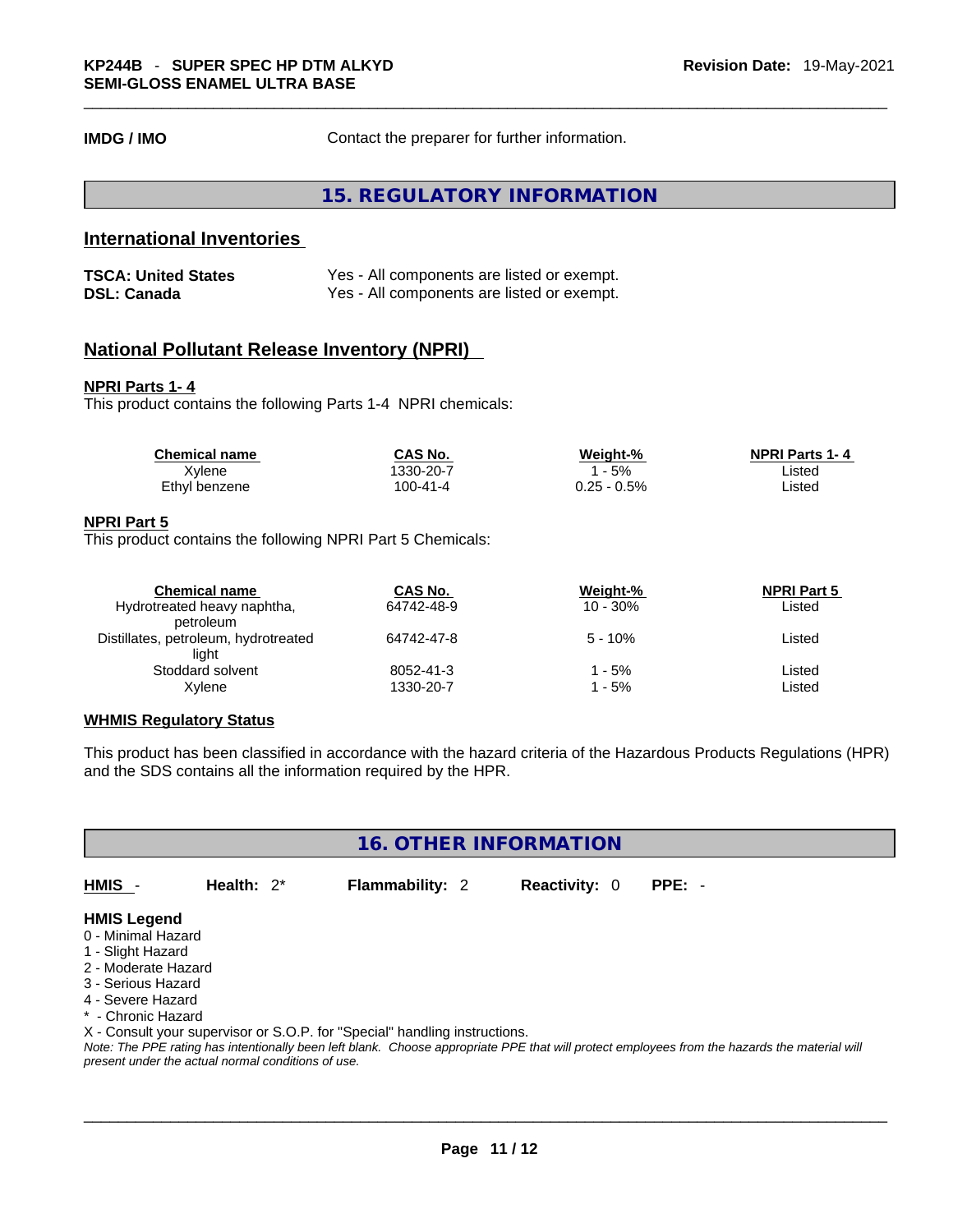**IMDG / IMO** Contact the preparer for further information.

## 15. REGULATORY INFORMATION

### International Inventories

**TSCA: United States** Yes - All components are listed or exempt.
**DSL: Canada** Yes - All components are listed or exempt.

### National Pollutant Release Inventory (NPRI)

**NPRI Parts 1- 4**
This product contains the following Parts 1-4 NPRI chemicals:

| Chemical name | CAS No. | Weight-% | NPRI Parts 1- 4 |
|---|---|---|---|
| Xylene | 1330-20-7 | 1 - 5% | Listed |
| Ethyl benzene | 100-41-4 | 0.25 - 0.5% | Listed |

**NPRI Part 5**
This product contains the following NPRI Part 5 Chemicals:

| Chemical name | CAS No. | Weight-% | NPRI Part 5 |
|---|---|---|---|
| Hydrotreated heavy naphtha, petroleum | 64742-48-9 | 10 - 30% | Listed |
| Distillates, petroleum, hydrotreated light | 64742-47-8 | 5 - 10% | Listed |
| Stoddard solvent | 8052-41-3 | 1 - 5% | Listed |
| Xylene | 1330-20-7 | 1 - 5% | Listed |

**WHMIS Regulatory Status**

This product has been classified in accordance with the hazard criteria of the Hazardous Products Regulations (HPR) and the SDS contains all the information required by the HPR.

## 16. OTHER INFORMATION

**HMIS** - **Health:** 2* **Flammability:** 2 **Reactivity:** 0 **PPE:** -

**HMIS Legend**
0 - Minimal Hazard
1 - Slight Hazard
2 - Moderate Hazard
3 - Serious Hazard
4 - Severe Hazard
* - Chronic Hazard
X - Consult your supervisor or S.O.P. for "Special" handling instructions.
*Note: The PPE rating has intentionally been left blank. Choose appropriate PPE that will protect employees from the hazards the material will present under the actual normal conditions of use.*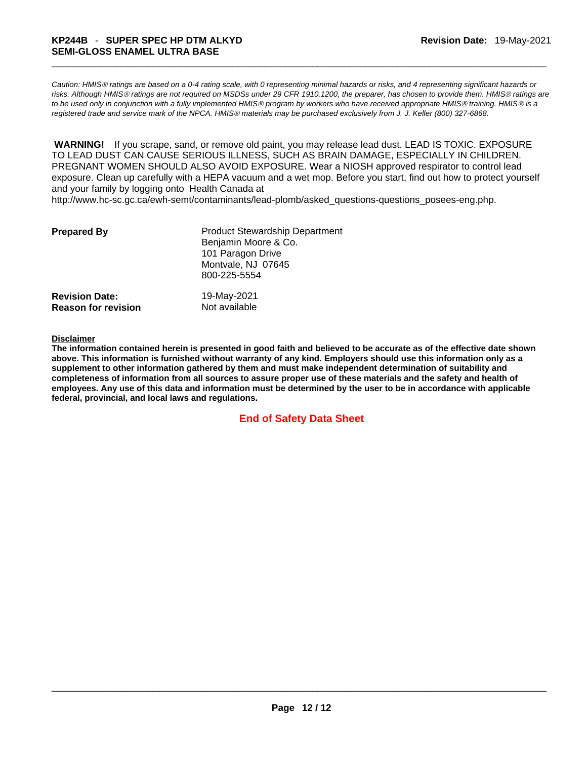*Caution: HMIS® ratings are based on a 0-4 rating scale, with 0 representing minimal hazards or risks, and 4 representing significant hazards or risks. Although HMIS® ratings are not required on MSDSs under 29 CFR 1910.1200, the preparer, has chosen to provide them. HMIS® ratings are to be used only in conjunction with a fully implemented HMIS® program by workers who have received appropriate HMIS® training. HMIS® is a registered trade and service mark of the NPCA. HMIS® materials may be purchased exclusively from J. J. Keller (800) 327-6868.*

**WARNING!** If you scrape, sand, or remove old paint, you may release lead dust. LEAD IS TOXIC. EXPOSURE TO LEAD DUST CAN CAUSE SERIOUS ILLNESS, SUCH AS BRAIN DAMAGE, ESPECIALLY IN CHILDREN. PREGNANT WOMEN SHOULD ALSO AVOID EXPOSURE. Wear a NIOSH approved respirator to control lead exposure. Clean up carefully with a HEPA vacuum and a wet mop. Before you start, find out how to protect yourself and your family by logging onto Health Canada at http://www.hc-sc.gc.ca/ewh-semt/contaminants/lead-plomb/asked_questions-questions_posees-eng.php.

| | |
|---|---|
| **Prepared By** | Product Stewardship Department<br>Benjamin Moore & Co.<br>101 Paragon Drive<br>Montvale, NJ 07645<br>800-225-5554 |
| **Revision Date:** | 19-May-2021 |
| **Reason for revision** | Not available |

**Disclaimer**

**The information contained herein is presented in good faith and believed to be accurate as of the effective date shown above. This information is furnished without warranty of any kind. Employers should use this information only as a supplement to other information gathered by them and must make independent determination of suitability and completeness of information from all sources to assure proper use of these materials and the safety and health of employees. Any use of this data and information must be determined by the user to be in accordance with applicable federal, provincial, and local laws and regulations.**

**End of Safety Data Sheet**